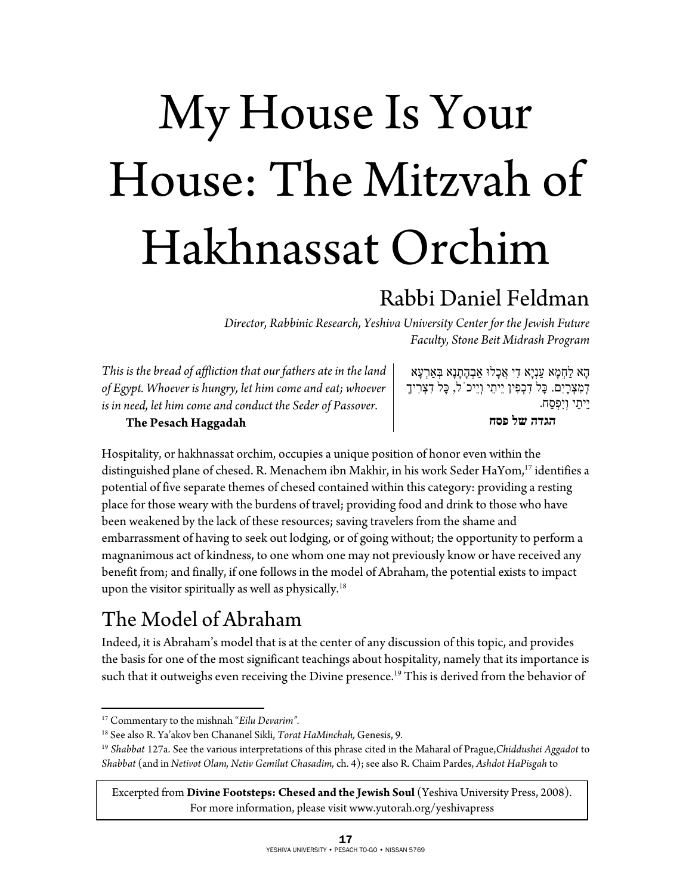# My House Is Your House: The Mitzvah of Hakhnassat Orchim

## Rabbi Daniel Feldman

*Director, Rabbinic Research, Yeshiva University Center for the Jewish Future*
*Faculty, Stone Beit Midrash Program*

| | |
|---|---|
| *This is the bread of affliction that our fathers ate in the land of Egypt. Whoever is hungry, let him come and eat; whoever is in need, let him come and conduct the Seder of Passover.* | הָא לַחְמָא עַנְיָא דִי אֲכָלוּ אַבְהָתָנָא בְּאַרְעָא דְמִצְרָיִם. כָּל דִכְפִין יֵיתֵי וְיֵיכֹל, כָּל דִצְרִיךְ יֵיתֵי וְיִפְסַח. |
| **The Pesach Haggadah** | **הגדה של פסח** |

Hospitality, or hakhnassat orchim, occupies a unique position of honor even within the distinguished plane of chesed. R. Menachem ibn Makhir, in his work Seder HaYom,[17] identifies a potential of five separate themes of chesed contained within this category: providing a resting place for those weary with the burdens of travel; providing food and drink to those who have been weakened by the lack of these resources; saving travelers from the shame and embarrassment of having to seek out lodging, or of going without; the opportunity to perform a magnanimous act of kindness, to one whom one may not previously know or have received any benefit from; and finally, if one follows in the model of Abraham, the potential exists to impact upon the visitor spiritually as well as physically.[18]

## The Model of Abraham

Indeed, it is Abraham's model that is at the center of any discussion of this topic, and provides the basis for one of the most significant teachings about hospitality, namely that its importance is such that it outweighs even receiving the Divine presence.[19] This is derived from the behavior of

---

[17] Commentary to the mishnah "*Eilu Devarim".*

[18] See also R. Ya'akov ben Chananel Sikli, *Torat HaMinchah,* Genesis, 9.

[19] *Shabbat* 127a. See the various interpretations of this phrase cited in the Maharal of Prague,*Chiddushei Aggadot* to *Shabbat* (and in *Netivot Olam, Netiv Gemilut Chasadim,* ch. 4); see also R. Chaim Pardes, *Ashdot HaPisgah* to

Excerpted from **Divine Footsteps: Chesed and the Jewish Soul** (Yeshiva University Press, 2008). For more information, please visit www.yutorah.org/yeshivapress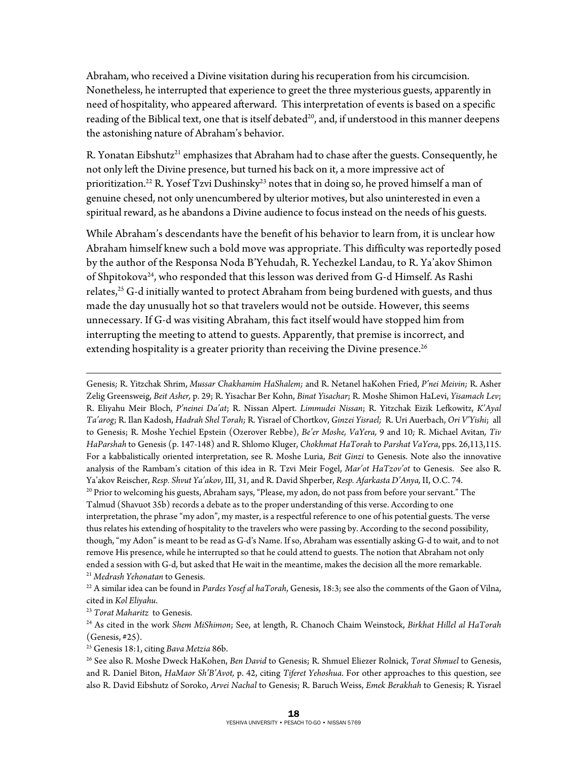Abraham, who received a Divine visitation during his recuperation from his circumcision. Nonetheless, he interrupted that experience to greet the three mysterious guests, apparently in need of hospitality, who appeared afterward. This interpretation of events is based on a specific reading of the Biblical text, one that is itself debated[20], and, if understood in this manner deepens the astonishing nature of Abraham's behavior.

R. Yonatan Eibshutz[21] emphasizes that Abraham had to chase after the guests. Consequently, he not only left the Divine presence, but turned his back on it, a more impressive act of prioritization.[22] R. Yosef Tzvi Dushinsky[23] notes that in doing so, he proved himself a man of genuine chesed, not only unencumbered by ulterior motives, but also uninterested in even a spiritual reward, as he abandons a Divine audience to focus instead on the needs of his guests.

While Abraham's descendants have the benefit of his behavior to learn from, it is unclear how Abraham himself knew such a bold move was appropriate. This difficulty was reportedly posed by the author of the Responsa Noda B'Yehudah, R. Yechezkel Landau, to R. Ya'akov Shimon of Shpitokova[24], who responded that this lesson was derived from G-d Himself. As Rashi relates,[25] G-d initially wanted to protect Abraham from being burdened with guests, and thus made the day unusually hot so that travelers would not be outside. However, this seems unnecessary. If G-d was visiting Abraham, this fact itself would have stopped him from interrupting the meeting to attend to guests. Apparently, that premise is incorrect, and extending hospitality is a greater priority than receiving the Divine presence.[26]

---

Genesis; R. Yitzchak Shrim, *Mussar Chakhamim HaShalem;* and R. Netanel haKohen Fried, *P'nei Meivin;* R. Asher Zelig Greensweig, *Beit Asher,* p. 29; R. Yisachar Ber Kohn, *Binat Yisachar*; R. Moshe Shimon HaLevi, *Yisamach Lev*; R. Eliyahu Meir Bloch, *P'neinei Da'at*; R. Nissan Alpert. *Limmudei Nissan*; R. Yitzchak Eizik Lefkowitz, *K'Ayal Ta'arog*; R. Ilan Kadosh, *Hadrah Shel Torah;* R. Yisrael of Chortkov, *Ginzei Yisrael;* R. Uri Auerbach, *Ori V'Yishi*; all to Genesis; R. Moshe Yechiel Epstein (Ozerover Rebbe), *Be'er Moshe, VaYera,* 9 and 10*;* R. Michael Avitan*, Tiv HaParshah* to Genesis (p. 147-148) and R. Shlomo Kluger, *Chokhmat HaTorah* to *Parshat VaYera*, pps. 26,113,115. For a kabbalistically oriented interpretation, see R. Moshe Luria, *Beit Ginzi* to Genesis. Note also the innovative analysis of the Rambam's citation of this idea in R. Tzvi Meir Fogel, *Mar'ot HaTzov'ot* to Genesis. See also R. Ya'akov Reischer, *Resp. Shvut Ya'akov*, III, 31, and R. David Shperber, *Resp. Afarkasta D'Anya,* II, O.C. 74.

[20] Prior to welcoming his guests, Abraham says, "Please, my adon, do not pass from before your servant." The Talmud (Shavuot 35b) records a debate as to the proper understanding of this verse. According to one interpretation, the phrase "my adon", my master, is a respectful reference to one of his potential guests. The verse thus relates his extending of hospitality to the travelers who were passing by. According to the second possibility, though, "my Adon" is meant to be read as G-d's Name. If so, Abraham was essentially asking G-d to wait, and to not remove His presence, while he interrupted so that he could attend to guests. The notion that Abraham not only ended a session with G-d, but asked that He wait in the meantime, makes the decision all the more remarkable.

[21] *Medrash Yehonatan* to Genesis.

[22] A similar idea can be found in *Pardes Yosef al haTorah*, Genesis, 18:3; see also the comments of the Gaon of Vilna, cited in *Kol Eliyahu*.

[23] *Torat Maharitz* to Genesis.

[24] As cited in the work *Shem MiShimon*; See, at length, R. Chanoch Chaim Weinstock, *Birkhat Hillel al HaTorah* (Genesis, #25).

[25] Genesis 18:1, citing *Bava Metzia* 86b.

[26] See also R. Moshe Dweck HaKohen, *Ben David* to Genesis; R. Shmuel Eliezer Rolnick, *Torat Shmuel* to Genesis, and R. Daniel Biton, *HaMaor Sh'B'Avot,* p. 42, citing *Tiferet Yehoshua*. For other approaches to this question, see also R. David Eibshutz of Soroko, *Arvei Nachal* to Genesis; R. Baruch Weiss, *Emek Berakhah* to Genesis; R. Yisrael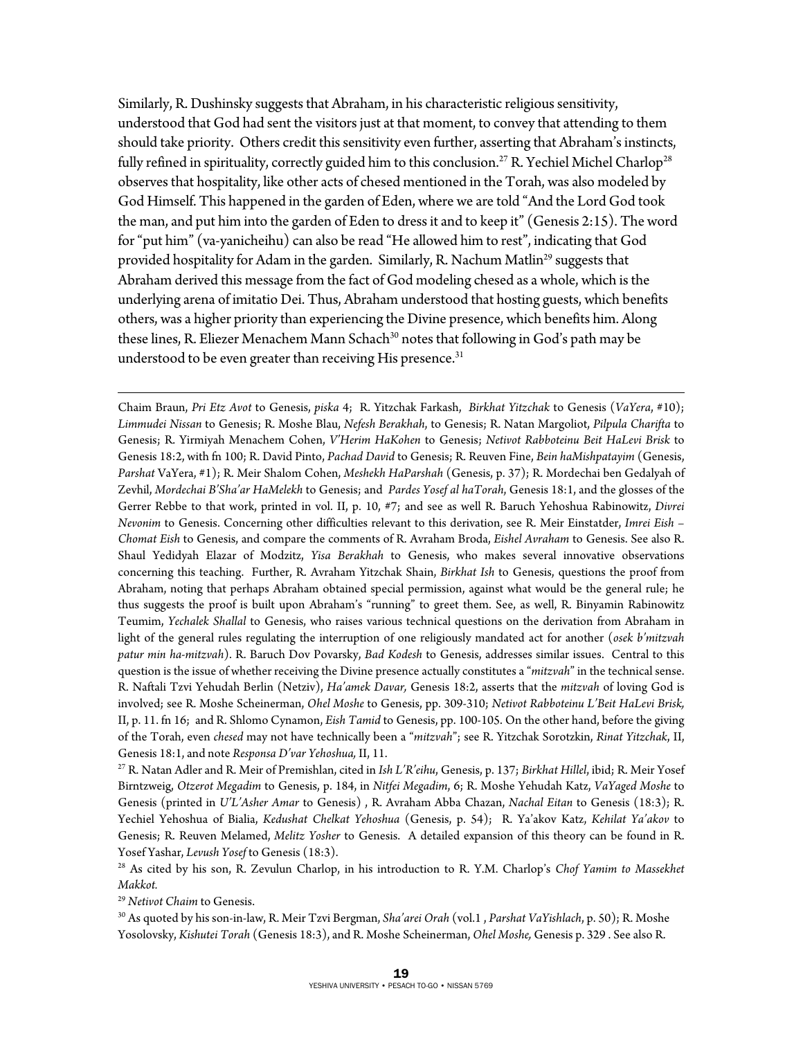Similarly, R. Dushinsky suggests that Abraham, in his characteristic religious sensitivity, understood that God had sent the visitors just at that moment, to convey that attending to them should take priority. Others credit this sensitivity even further, asserting that Abraham's instincts, fully refined in spirituality, correctly guided him to this conclusion.[27] R. Yechiel Michel Charlop[28] observes that hospitality, like other acts of chesed mentioned in the Torah, was also modeled by God Himself. This happened in the garden of Eden, where we are told "And the Lord God took the man, and put him into the garden of Eden to dress it and to keep it" (Genesis 2:15). The word for "put him" (va-yanicheihu) can also be read "He allowed him to rest", indicating that God provided hospitality for Adam in the garden. Similarly, R. Nachum Matlin[29] suggests that Abraham derived this message from the fact of God modeling chesed as a whole, which is the underlying arena of imitatio Dei. Thus, Abraham understood that hosting guests, which benefits others, was a higher priority than experiencing the Divine presence, which benefits him. Along these lines, R. Eliezer Menachem Mann Schach[30] notes that following in God's path may be understood to be even greater than receiving His presence.[31]

---

Chaim Braun, *Pri Etz Avot* to Genesis, *piska* 4; R. Yitzchak Farkash, *Birkhat Yitzchak* to Genesis (*VaYera*, #10); *Limmudei Nissan* to Genesis; R. Moshe Blau, *Nefesh Berakhah*, to Genesis; R. Natan Margoliot, *Pilpula Charifta* to Genesis; R. Yirmiyah Menachem Cohen, *V'Herim HaKohen* to Genesis; *Netivot Rabboteinu Beit HaLevi Brisk* to Genesis 18:2, with fn 100; R. David Pinto, *Pachad David* to Genesis; R. Reuven Fine, *Bein haMishpatayim* (Genesis, *Parshat* VaYera, #1); R. Meir Shalom Cohen, *Meshekh HaParshah* (Genesis, p. 37); R. Mordechai ben Gedalyah of Zevhil, *Mordechai B'Sha'ar HaMelekh* to Genesis; and *Pardes Yosef al haTorah*, Genesis 18:1, and the glosses of the Gerrer Rebbe to that work, printed in vol. II, p. 10, #7; and see as well R. Baruch Yehoshua Rabinowitz, *Divrei Nevonim* to Genesis. Concerning other difficulties relevant to this derivation, see R. Meir Einstadter, *Imrei Eish – Chomat Eish* to Genesis, and compare the comments of R. Avraham Broda, *Eishel Avraham* to Genesis. See also R. Shaul Yedidyah Elazar of Modzitz, *Yisa Berakhah* to Genesis, who makes several innovative observations concerning this teaching. Further, R. Avraham Yitzchak Shain, *Birkhat Ish* to Genesis, questions the proof from Abraham, noting that perhaps Abraham obtained special permission, against what would be the general rule; he thus suggests the proof is built upon Abraham's "running" to greet them. See, as well, R. Binyamin Rabinowitz Teumim, *Yechalek Shallal* to Genesis, who raises various technical questions on the derivation from Abraham in light of the general rules regulating the interruption of one religiously mandated act for another (*osek b'mitzvah patur min ha-mitzvah*). R. Baruch Dov Povarsky, *Bad Kodesh* to Genesis, addresses similar issues. Central to this question is the issue of whether receiving the Divine presence actually constitutes a "*mitzvah*" in the technical sense. R. Naftali Tzvi Yehudah Berlin (Netziv), *Ha'amek Davar,* Genesis 18:2, asserts that the *mitzvah* of loving God is involved; see R. Moshe Scheinerman, *Ohel Moshe* to Genesis, pp. 309-310; *Netivot Rabboteinu L'Beit HaLevi Brisk,* II, p. 11. fn 16; and R. Shlomo Cynamon, *Eish Tamid* to Genesis, pp. 100-105. On the other hand, before the giving of the Torah, even *chesed* may not have technically been a "*mitzvah*"; see R. Yitzchak Sorotzkin, *Rinat Yitzchak*, II, Genesis 18:1, and note *Responsa D'var Yehoshua,* II, 11.

[27] R. Natan Adler and R. Meir of Premishlan, cited in *Ish L'R'eihu*, Genesis, p. 137; *Birkhat Hillel*, ibid; R. Meir Yosef Birntzweig, *Otzerot Megadim* to Genesis, p. 184, in *Nitfei Megadim*, 6; R. Moshe Yehudah Katz, *VaYaged Moshe* to Genesis (printed in *U'L'Asher Amar* to Genesis) , R. Avraham Abba Chazan, *Nachal Eitan* to Genesis (18:3); R. Yechiel Yehoshua of Bialia, *Kedushat Chelkat Yehoshua* (Genesis, p. 54); R. Ya'akov Katz, *Kehilat Ya'akov* to Genesis; R. Reuven Melamed, *Melitz Yosher* to Genesis. A detailed expansion of this theory can be found in R. Yosef Yashar, *Levush Yosef* to Genesis (18:3).

[28] As cited by his son, R. Zevulun Charlop, in his introduction to R. Y.M. Charlop's *Chof Yamim to Massekhet Makkot.*

[29] *Netivot Chaim* to Genesis.

[30] As quoted by his son-in-law, R. Meir Tzvi Bergman, *Sha'arei Orah* (vol.1 , *Parshat VaYishlach*, p. 50); R. Moshe Yosolovsky, *Kishutei Torah* (Genesis 18:3), and R. Moshe Scheinerman, *Ohel Moshe,* Genesis p. 329 . See also R.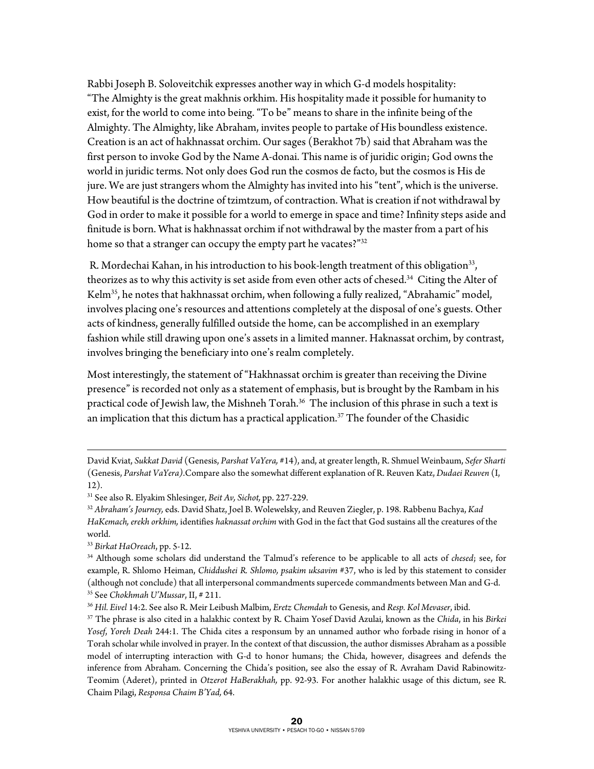Rabbi Joseph B. Soloveitchik expresses another way in which G-d models hospitality: "The Almighty is the great makhnis orkhim. His hospitality made it possible for humanity to exist, for the world to come into being. "To be" means to share in the infinite being of the Almighty. The Almighty, like Abraham, invites people to partake of His boundless existence. Creation is an act of hakhnassat orchim. Our sages (Berakhot 7b) said that Abraham was the first person to invoke God by the Name A-donai. This name is of juridic origin; God owns the world in juridic terms. Not only does God run the cosmos de facto, but the cosmos is His de jure. We are just strangers whom the Almighty has invited into his "tent", which is the universe. How beautiful is the doctrine of tzimtzum, of contraction. What is creation if not withdrawal by God in order to make it possible for a world to emerge in space and time? Infinity steps aside and finitude is born. What is hakhnassat orchim if not withdrawal by the master from a part of his home so that a stranger can occupy the empty part he vacates?"[32]

R. Mordechai Kahan, in his introduction to his book-length treatment of this obligation[33], theorizes as to why this activity is set aside from even other acts of chesed.[34] Citing the Alter of Kelm[35], he notes that hakhnassat orchim, when following a fully realized, "Abrahamic" model, involves placing one's resources and attentions completely at the disposal of one's guests. Other acts of kindness, generally fulfilled outside the home, can be accomplished in an exemplary fashion while still drawing upon one's assets in a limited manner. Haknassat orchim, by contrast, involves bringing the beneficiary into one's realm completely.

Most interestingly, the statement of "Hakhnassat orchim is greater than receiving the Divine presence" is recorded not only as a statement of emphasis, but is brought by the Rambam in his practical code of Jewish law, the Mishneh Torah.[36] The inclusion of this phrase in such a text is an implication that this dictum has a practical application.[37] The founder of the Chasidic

---

David Kviat, *Sukkat David* (Genesis, *Parshat VaYera,* #14), and, at greater length, R. Shmuel Weinbaum, *Sefer Sharti* (Genesis, *Parshat VaYera)*.Compare also the somewhat different explanation of R. Reuven Katz, *Dudaei Reuven* (I, 12).

[31] See also R. Elyakim Shlesinger, *Beit Av, Sichot,* pp. 227-229.

[32] *Abraham's Journey,* eds. David Shatz, Joel B. Wolewelsky, and Reuven Ziegler, p. 198. Rabbenu Bachya, *Kad HaKemach, erekh orkhim,* identifies *haknassat orchim* with God in the fact that God sustains all the creatures of the world.

[33] *Birkat HaOreach*, pp. 5-12.

[34] Although some scholars did understand the Talmud's reference to be applicable to all acts of *chesed*; see, for example, R. Shlomo Heiman, *Chiddushei R. Shlomo, psakim uksavim* #37, who is led by this statement to consider (although not conclude) that all interpersonal commandments supercede commandments between Man and G-d.

[35] See *Chokhmah U'Mussar*, II, # 211.

[36] *Hil. Eivel* 14:2. See also R. Meir Leibush Malbim, *Eretz Chemdah* to Genesis, and *Resp. Kol Mevaser*, ibid.

[37] The phrase is also cited in a halakhic context by R. Chaim Yosef David Azulai, known as the *Chida*, in his *Birkei Yosef, Yoreh Deah* 244:1. The Chida cites a responsum by an unnamed author who forbade rising in honor of a Torah scholar while involved in prayer. In the context of that discussion, the author dismisses Abraham as a possible model of interrupting interaction with G-d to honor humans; the Chida, however, disagrees and defends the inference from Abraham. Concerning the Chida's position, see also the essay of R. Avraham David Rabinowitz-Teomim (Aderet), printed in *Otzerot HaBerakhah,* pp. 92-93. For another halakhic usage of this dictum, see R. Chaim Pilagi, *Responsa Chaim B'Yad,* 64.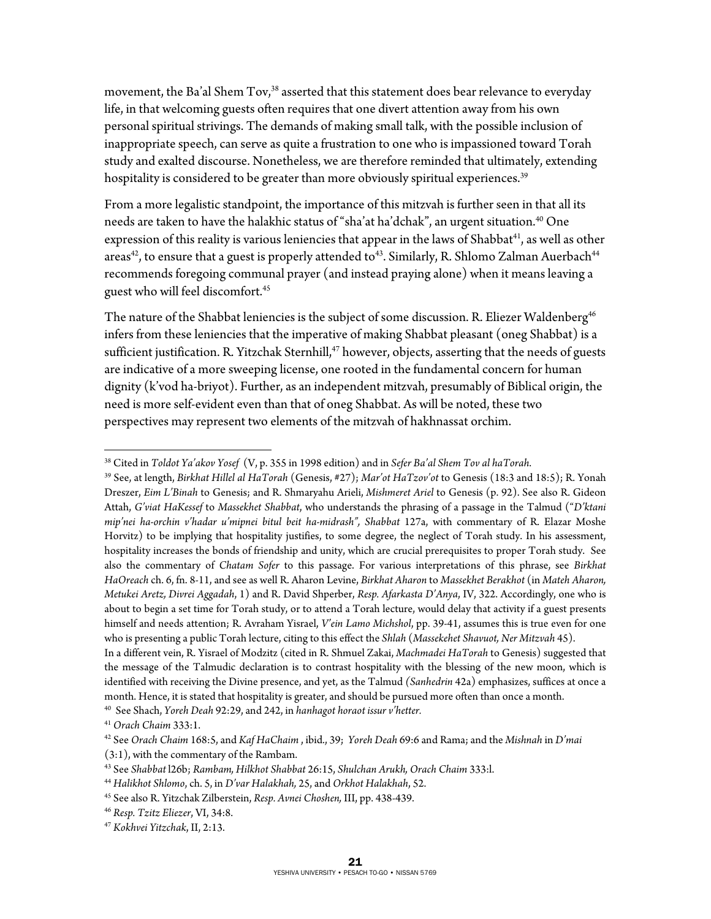movement, the Ba'al Shem Tov,[38] asserted that this statement does bear relevance to everyday life, in that welcoming guests often requires that one divert attention away from his own personal spiritual strivings. The demands of making small talk, with the possible inclusion of inappropriate speech, can serve as quite a frustration to one who is impassioned toward Torah study and exalted discourse. Nonetheless, we are therefore reminded that ultimately, extending hospitality is considered to be greater than more obviously spiritual experiences.[39]

From a more legalistic standpoint, the importance of this mitzvah is further seen in that all its needs are taken to have the halakhic status of "sha'at ha'dchak", an urgent situation.[40] One expression of this reality is various leniencies that appear in the laws of Shabbat[41], as well as other areas[42], to ensure that a guest is properly attended to[43]. Similarly, R. Shlomo Zalman Auerbach[44] recommends foregoing communal prayer (and instead praying alone) when it means leaving a guest who will feel discomfort.[45]

The nature of the Shabbat leniencies is the subject of some discussion. R. Eliezer Waldenberg[46] infers from these leniencies that the imperative of making Shabbat pleasant (oneg Shabbat) is a sufficient justification. R. Yitzchak Sternhill,[47] however, objects, asserting that the needs of guests are indicative of a more sweeping license, one rooted in the fundamental concern for human dignity (k'vod ha-briyot). Further, as an independent mitzvah, presumably of Biblical origin, the need is more self-evident even than that of oneg Shabbat. As will be noted, these two perspectives may represent two elements of the mitzvah of hakhnassat orchim.

---

[38] Cited in *Toldot Ya'akov Yosef* (V, p. 355 in 1998 edition) and in *Sefer Ba'al Shem Tov al haTorah*.

[39] See, at length, *Birkhat Hillel al HaTorah* (Genesis, #27); *Mar'ot HaTzov'ot* to Genesis (18:3 and 18:5); R. Yonah Dreszer, *Eim L'Binah* to Genesis; and R. Shmaryahu Arieli, *Mishmeret Ariel* to Genesis (p. 92). See also R. Gideon Attah, *G'viat HaKessef* to *Massekhet Shabbat*, who understands the phrasing of a passage in the Talmud (*"D'ktani mip'nei ha-orchin v'hadar u'mipnei bitul beit ha-midrash", Shabbat* 127a, with commentary of R. Elazar Moshe Horvitz) to be implying that hospitality justifies, to some degree, the neglect of Torah study. In his assessment, hospitality increases the bonds of friendship and unity, which are crucial prerequisites to proper Torah study. See also the commentary of *Chatam Sofer* to this passage. For various interpretations of this phrase, see *Birkhat HaOreach* ch. 6, fn. 8-11, and see as well R. Aharon Levine, *Birkhat Aharon* to *Massekhet Berakhot* (in *Mateh Aharon, Metukei Aretz, Divrei Aggadah*, 1) and R. David Shperber, *Resp. Afarkasta D'Anya*, IV, 322. Accordingly, one who is about to begin a set time for Torah study, or to attend a Torah lecture, would delay that activity if a guest presents himself and needs attention; R. Avraham Yisrael, *V'ein Lamo Michshol*, pp. 39-41, assumes this is true even for one who is presenting a public Torah lecture, citing to this effect the *Shlah* (*Massekehet Shavuot, Ner Mitzvah* 45).
In a different vein, R. Yisrael of Modzitz (cited in R. Shmuel Zakai, *Machmadei HaTorah* to Genesis) suggested that the message of the Talmudic declaration is to contrast hospitality with the blessing of the new moon, which is identified with receiving the Divine presence, and yet, as the Talmud *(Sanhedrin* 42a) emphasizes, suffices at once a month. Hence, it is stated that hospitality is greater, and should be pursued more often than once a month.

[40] See Shach, *Yoreh Deah* 92:29, and 242, in *hanhagot horaot issur v'hetter.*

[41] *Orach Chaim* 333:1.

[42] See *Orach Chaim* 168:5, and *Kaf HaChaim* , ibid., 39; *Yoreh Deah* 69:6 and Rama; and the *Mishnah* in *D'mai* (3:1), with the commentary of the Rambam.

[43] See *Shabbat* 126b; *Rambam, Hilkhot Shabbat* 26:15, *Shulchan Arukh, Orach Chaim* 333:1.

[44] *Halikhot Shlomo*, ch. 5, in *D'var Halakhah,* 25, and *Orkhot Halakhah*, 52.

[45] See also R. Yitzchak Zilberstein, *Resp. Avnei Choshen,* III, pp. 438-439.

[46] *Resp. Tzitz Eliezer*, VI, 34:8.

[47] *Kokhvei Yitzchak*, II, 2:13.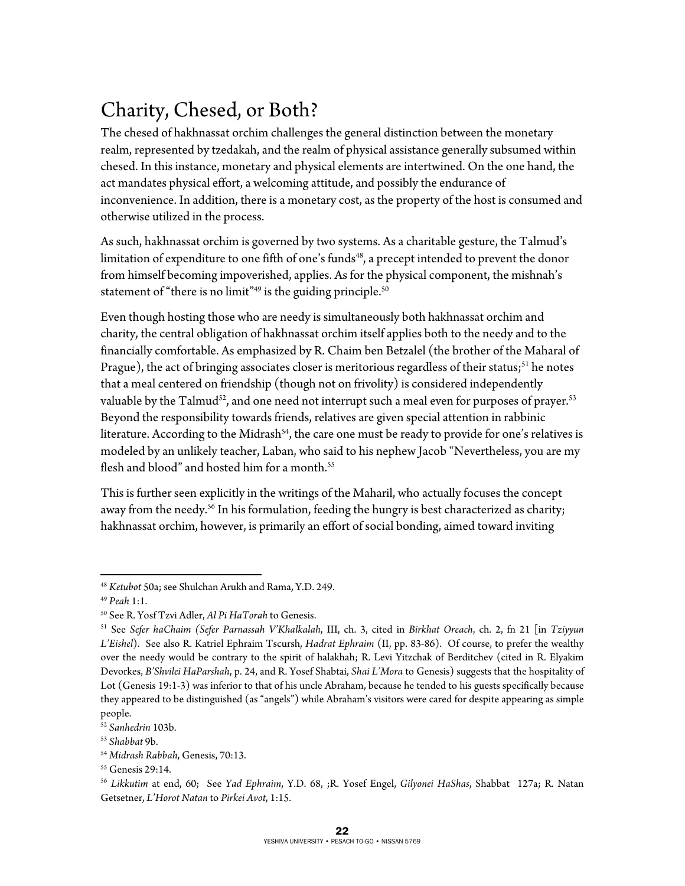## Charity, Chesed, or Both?

The chesed of hakhnassat orchim challenges the general distinction between the monetary realm, represented by tzedakah, and the realm of physical assistance generally subsumed within chesed. In this instance, monetary and physical elements are intertwined. On the one hand, the act mandates physical effort, a welcoming attitude, and possibly the endurance of inconvenience. In addition, there is a monetary cost, as the property of the host is consumed and otherwise utilized in the process.

As such, hakhnassat orchim is governed by two systems. As a charitable gesture, the Talmud's limitation of expenditure to one fifth of one's funds[48], a precept intended to prevent the donor from himself becoming impoverished, applies. As for the physical component, the mishnah's statement of "there is no limit"[49] is the guiding principle.[50]

Even though hosting those who are needy is simultaneously both hakhnassat orchim and charity, the central obligation of hakhnassat orchim itself applies both to the needy and to the financially comfortable. As emphasized by R. Chaim ben Betzalel (the brother of the Maharal of Prague), the act of bringing associates closer is meritorious regardless of their status;[51] he notes that a meal centered on friendship (though not on frivolity) is considered independently valuable by the Talmud[52], and one need not interrupt such a meal even for purposes of prayer.[53] Beyond the responsibility towards friends, relatives are given special attention in rabbinic literature. According to the Midrash[54], the care one must be ready to provide for one's relatives is modeled by an unlikely teacher, Laban, who said to his nephew Jacob "Nevertheless, you are my flesh and blood" and hosted him for a month.[55]

This is further seen explicitly in the writings of the Maharil, who actually focuses the concept away from the needy.[56] In his formulation, feeding the hungry is best characterized as charity; hakhnassat orchim, however, is primarily an effort of social bonding, aimed toward inviting

---

[48] *Ketubot* 50a; see Shulchan Arukh and Rama, Y.D. 249.

[49] *Peah* 1:1.

[50] See R. Yosf Tzvi Adler, *Al Pi HaTorah* to Genesis.

[51] See *Sefer haChaim (Sefer Parnassah V'Khalkalah*, III, ch. 3, cited in *Birkhat Oreach*, ch. 2, fn 21 [in *Tziyyun L'Eishel*). See also R. Katriel Ephraim Tscursh, *Hadrat Ephraim* (II, pp. 83-86). Of course, to prefer the wealthy over the needy would be contrary to the spirit of halakhah; R. Levi Yitzchak of Berditchev (cited in R. Elyakim Devorkes, *B'Shvilei HaParshah*, p. 24, and R. Yosef Shabtai, *Shai L'Mora* to Genesis) suggests that the hospitality of Lot (Genesis 19:1-3) was inferior to that of his uncle Abraham, because he tended to his guests specifically because they appeared to be distinguished (as "angels") while Abraham's visitors were cared for despite appearing as simple people.

[52] *Sanhedrin* 103b.

[53] *Shabbat* 9b.

[54] *Midrash Rabbah*, Genesis, 70:13.

[55] Genesis 29:14.

[56] *Likkutim* at end, 60; See *Yad Ephraim*, Y.D. 68, ;R. Yosef Engel, *Gilyonei HaShas*, Shabbat 127a; R. Natan Getsetner, *L'Horot Natan* to *Pirkei Avot*, 1:15.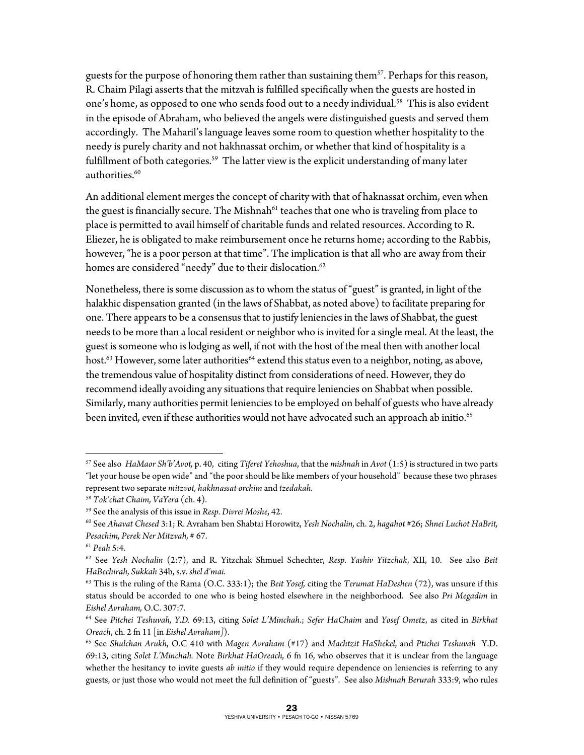guests for the purpose of honoring them rather than sustaining them[57]. Perhaps for this reason, R. Chaim Pilagi asserts that the mitzvah is fulfilled specifically when the guests are hosted in one's home, as opposed to one who sends food out to a needy individual.[58] This is also evident in the episode of Abraham, who believed the angels were distinguished guests and served them accordingly. The Maharil's language leaves some room to question whether hospitality to the needy is purely charity and not hakhnassat orchim, or whether that kind of hospitality is a fulfillment of both categories.[59] The latter view is the explicit understanding of many later authorities.[60]

An additional element merges the concept of charity with that of haknassat orchim, even when the guest is financially secure. The Mishnah[61] teaches that one who is traveling from place to place is permitted to avail himself of charitable funds and related resources. According to R. Eliezer, he is obligated to make reimbursement once he returns home; according to the Rabbis, however, "he is a poor person at that time". The implication is that all who are away from their homes are considered "needy" due to their dislocation.[62]

Nonetheless, there is some discussion as to whom the status of "guest" is granted, in light of the halakhic dispensation granted (in the laws of Shabbat, as noted above) to facilitate preparing for one. There appears to be a consensus that to justify leniencies in the laws of Shabbat, the guest needs to be more than a local resident or neighbor who is invited for a single meal. At the least, the guest is someone who is lodging as well, if not with the host of the meal then with another local host.[63] However, some later authorities[64] extend this status even to a neighbor, noting, as above, the tremendous value of hospitality distinct from considerations of need. However, they do recommend ideally avoiding any situations that require leniencies on Shabbat when possible. Similarly, many authorities permit leniencies to be employed on behalf of guests who have already been invited, even if these authorities would not have advocated such an approach ab initio.[65]

---

[57] See also *HaMaor Sh'b'Avot,* p. 40, citing *Tiferet Yehoshua*, that the *mishnah* in *Avot* (1:5) is structured in two parts "let your house be open wide" and "the poor should be like members of your household" because these two phrases represent two separate *mitzvot, hakhnassat orchim* and *tzedakah.*

[58] *Tok'chat Chaim, VaYera* (ch. 4).

[59] See the analysis of this issue in *Resp. Divrei Moshe*, 42.

[60] See *Ahavat Chesed* 3:1; R. Avraham ben Shabtai Horowitz, *Yesh Nochalin,* ch. 2, *hagahot* #26; *Shnei Luchot HaBrit, Pesachim, Perek Ner Mitzvah,* # 67.

[61] *Peah* 5:4.

[62] See *Yesh Nochalin* (2:7), and R. Yitzchak Shmuel Schechter, *Resp. Yashiv Yitzchak*, XII, 10. See also *Beit HaBechirah, Sukkah* 34b, s.v. *shel d'mai.*

[63] This is the ruling of the Rama (O.C. 333:1); the *Beit Yosef,* citing the *Terumat HaDeshen* (72), was unsure if this status should be accorded to one who is being hosted elsewhere in the neighborhood. See also *Pri Megadim* in *Eishel Avraham,* O.C. 307:7.

[64] See *Pitchei Teshuvah, Y.D.* 69:13, citing *Solet L'Minchah*.; *Sefer HaChaim* and *Yosef Ometz*, as cited in *Birkhat Oreach*, ch. 2 fn 11 [in *Eishel Avraham*]).

[65] See *Shulchan Arukh*, O.C 410 with *Magen Avraham* (#17) and *Machtzit HaShekel*, and *Ptichei Teshuvah* Y.D. 69:13, citing *Solet L'Minchah.* Note *Birkhat HaOreach,* 6 fn 16, who observes that it is unclear from the language whether the hesitancy to invite guests *ab initio* if they would require dependence on leniencies is referring to any guests, or just those who would not meet the full definition of "guests". See also *Mishnah Berurah* 333:9, who rules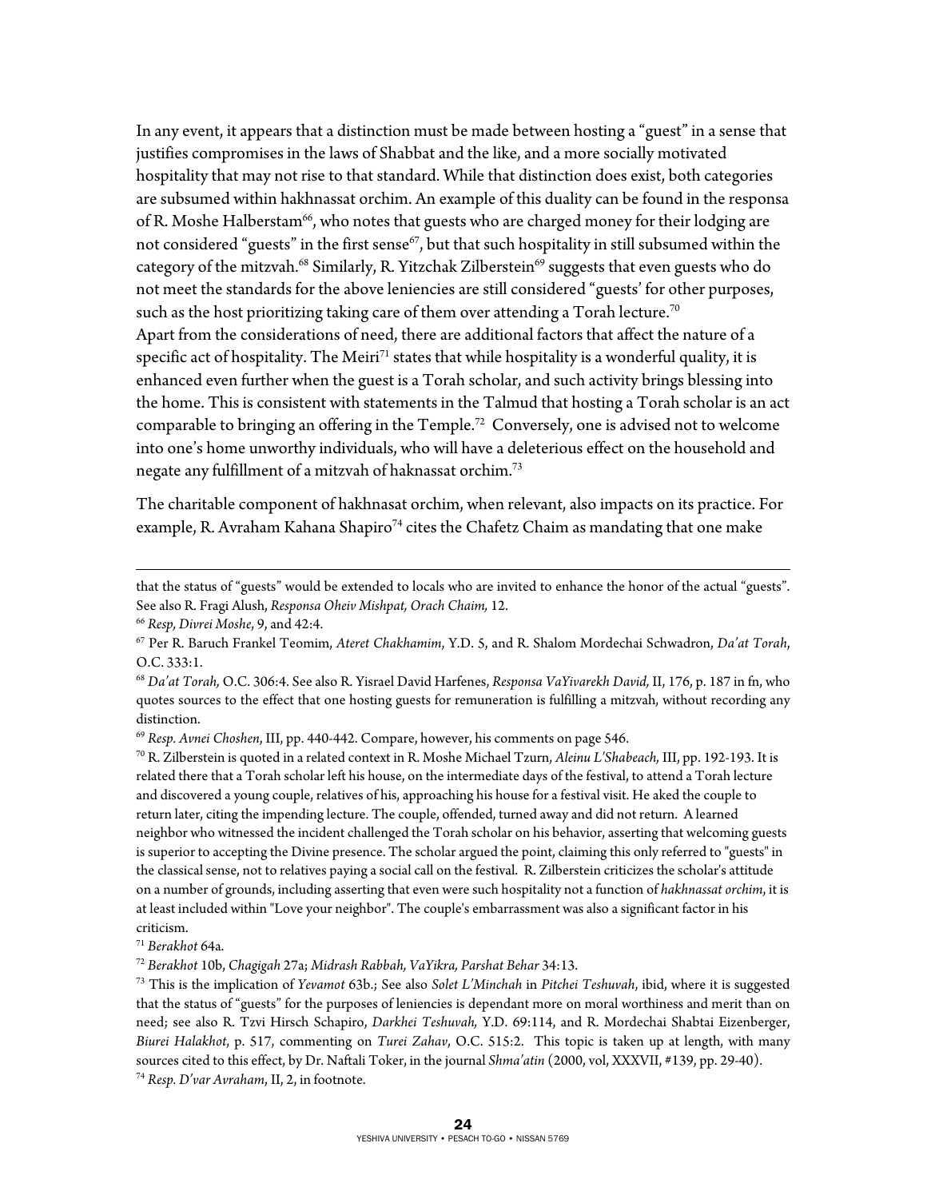In any event, it appears that a distinction must be made between hosting a "guest" in a sense that justifies compromises in the laws of Shabbat and the like, and a more socially motivated hospitality that may not rise to that standard. While that distinction does exist, both categories are subsumed within hakhnassat orchim. An example of this duality can be found in the responsa of R. Moshe Halberstam[66], who notes that guests who are charged money for their lodging are not considered "guests" in the first sense[67], but that such hospitality in still subsumed within the category of the mitzvah.[68] Similarly, R. Yitzchak Zilberstein[69] suggests that even guests who do not meet the standards for the above leniencies are still considered "guests' for other purposes, such as the host prioritizing taking care of them over attending a Torah lecture.[70]

Apart from the considerations of need, there are additional factors that affect the nature of a specific act of hospitality. The Meiri[71] states that while hospitality is a wonderful quality, it is enhanced even further when the guest is a Torah scholar, and such activity brings blessing into the home. This is consistent with statements in the Talmud that hosting a Torah scholar is an act comparable to bringing an offering in the Temple.[72] Conversely, one is advised not to welcome into one's home unworthy individuals, who will have a deleterious effect on the household and negate any fulfillment of a mitzvah of haknassat orchim.[73]

The charitable component of hakhnasat orchim, when relevant, also impacts on its practice. For example, R. Avraham Kahana Shapiro[74] cites the Chafetz Chaim as mandating that one make

---

that the status of "guests" would be extended to locals who are invited to enhance the honor of the actual "guests". See also R. Fragi Alush, *Responsa Oheiv Mishpat, Orach Chaim,* 12.

[66] *Resp, Divrei Moshe*, 9, and 42:4.

[67] Per R. Baruch Frankel Teomim, *Ateret Chakhamim*, Y.D. 5, and R. Shalom Mordechai Schwadron, *Da'at Torah*, O.C. 333:1.

[68] *Da'at Torah,* O.C. 306:4. See also R. Yisrael David Harfenes, *Responsa VaYivarekh David,* II, 176, p. 187 in fn, who quotes sources to the effect that one hosting guests for remuneration is fulfilling a mitzvah, without recording any distinction.

[69] *Resp. Avnei Choshen*, III, pp. 440-442. Compare, however, his comments on page 546.

[70] R. Zilberstein is quoted in a related context in R. Moshe Michael Tzurn, *Aleinu L'Shabeach,* III, pp. 192-193. It is related there that a Torah scholar left his house, on the intermediate days of the festival, to attend a Torah lecture and discovered a young couple, relatives of his, approaching his house for a festival visit. He aked the couple to return later, citing the impending lecture. The couple, offended, turned away and did not return. A learned neighbor who witnessed the incident challenged the Torah scholar on his behavior, asserting that welcoming guests is superior to accepting the Divine presence. The scholar argued the point, claiming this only referred to "guests" in the classical sense, not to relatives paying a social call on the festival. R. Zilberstein criticizes the scholar's attitude on a number of grounds, including asserting that even were such hospitality not a function of *hakhnassat orchim*, it is at least included within "Love your neighbor". The couple's embarrassment was also a significant factor in his criticism.

[71] *Berakhot* 64a.

[72] *Berakhot* 10b, *Chagigah* 27a; *Midrash Rabbah, VaYikra, Parshat Behar* 34:13.

[73] This is the implication of *Yevamot* 63b.; See also *Solet L'Minchah* in *Pitchei Teshuvah*, ibid, where it is suggested that the status of "guests" for the purposes of leniencies is dependant more on moral worthiness and merit than on need; see also R. Tzvi Hirsch Schapiro, *Darkhei Teshuvah,* Y.D. 69:114, and R. Mordechai Shabtai Eizenberger, *Biurei Halakhot*, p. 517, commenting on *Turei Zahav*, O.C. 515:2. This topic is taken up at length, with many sources cited to this effect, by Dr. Naftali Toker, in the journal *Shma'atin* (2000, vol, XXXVII, #139, pp. 29-40).

[74] *Resp. D'var Avraham*, II, 2, in footnote.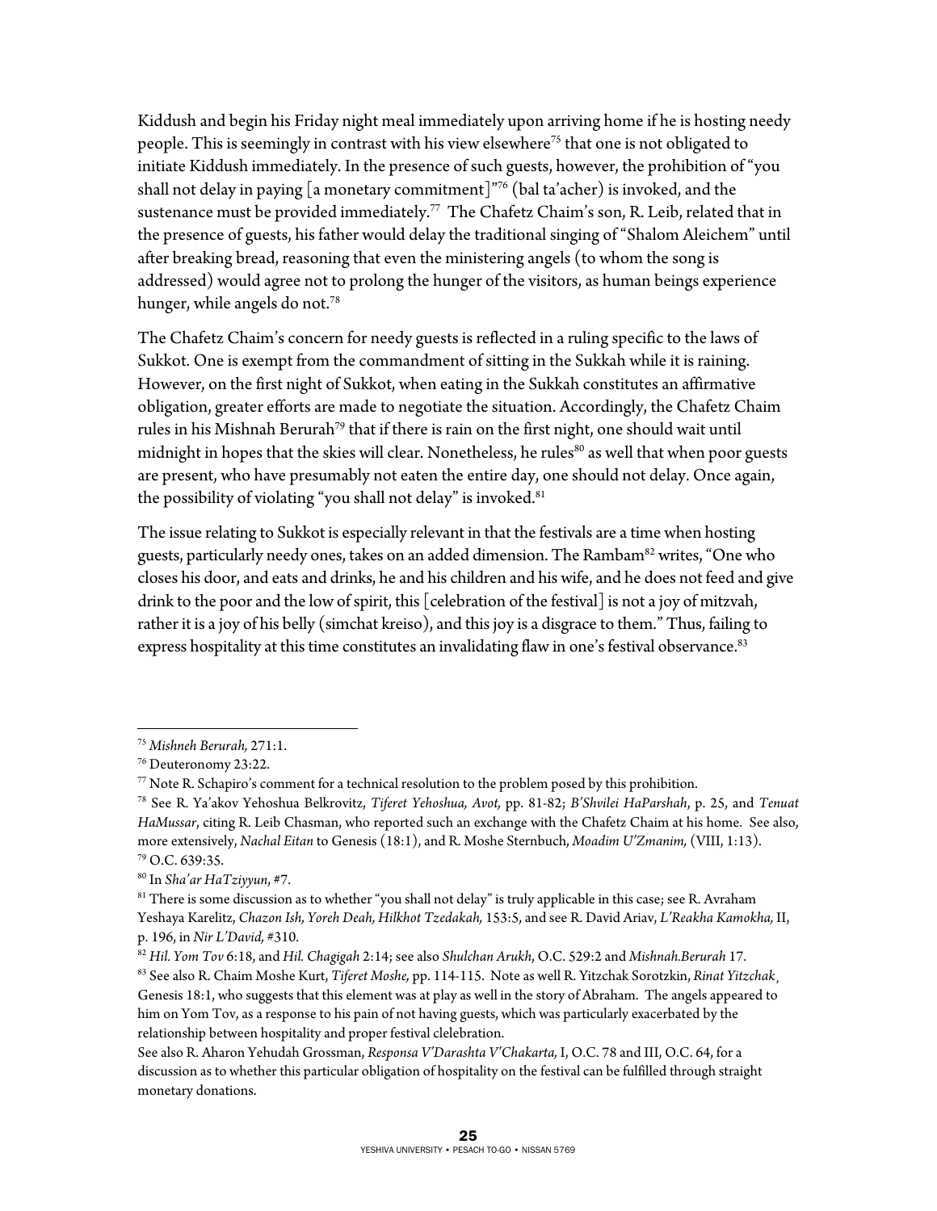Kiddush and begin his Friday night meal immediately upon arriving home if he is hosting needy people. This is seemingly in contrast with his view elsewhere[75] that one is not obligated to initiate Kiddush immediately. In the presence of such guests, however, the prohibition of "you shall not delay in paying [a monetary commitment]"[76] (bal ta'acher) is invoked, and the sustenance must be provided immediately.[77] The Chafetz Chaim's son, R. Leib, related that in the presence of guests, his father would delay the traditional singing of "Shalom Aleichem" until after breaking bread, reasoning that even the ministering angels (to whom the song is addressed) would agree not to prolong the hunger of the visitors, as human beings experience hunger, while angels do not.[78]

The Chafetz Chaim's concern for needy guests is reflected in a ruling specific to the laws of Sukkot. One is exempt from the commandment of sitting in the Sukkah while it is raining. However, on the first night of Sukkot, when eating in the Sukkah constitutes an affirmative obligation, greater efforts are made to negotiate the situation. Accordingly, the Chafetz Chaim rules in his Mishnah Berurah[79] that if there is rain on the first night, one should wait until midnight in hopes that the skies will clear. Nonetheless, he rules[80] as well that when poor guests are present, who have presumably not eaten the entire day, one should not delay. Once again, the possibility of violating "you shall not delay" is invoked.[81]

The issue relating to Sukkot is especially relevant in that the festivals are a time when hosting guests, particularly needy ones, takes on an added dimension. The Rambam[82] writes, "One who closes his door, and eats and drinks, he and his children and his wife, and he does not feed and give drink to the poor and the low of spirit, this [celebration of the festival] is not a joy of mitzvah, rather it is a joy of his belly (simchat kreiso), and this joy is a disgrace to them." Thus, failing to express hospitality at this time constitutes an invalidating flaw in one's festival observance.[83]

---

[75] *Mishneh Berurah,* 271:1.

[76] Deuteronomy 23:22.

[77] Note R. Schapiro's comment for a technical resolution to the problem posed by this prohibition.

[78] See R. Ya'akov Yehoshua Belkrovitz, *Tiferet Yehoshua, Avot,* pp. 81-82; *B'Shvilei HaParshah*, p. 25, and *Tenuat HaMussar*, citing R. Leib Chasman, who reported such an exchange with the Chafetz Chaim at his home. See also, more extensively, *Nachal Eitan* to Genesis (18:1), and R. Moshe Sternbuch, *Moadim U'Zmanim,* (VIII, 1:13).

[79] O.C. 639:35.

[80] In *Sha'ar HaTziyyun*, #7.

[81] There is some discussion as to whether "you shall not delay" is truly applicable in this case; see R. Avraham Yeshaya Karelitz, *Chazon Ish, Yoreh Deah, Hilkhot Tzedakah,* 153:5, and see R. David Ariav, *L'Reakha Kamokha,* II, p. 196, in *Nir L'David,* #310.

[82] *Hil. Yom Tov* 6:18, and *Hil. Chagigah* 2:14; see also *Shulchan Arukh*, O.C. 529:2 and *Mishnah.Berurah* 17.

[83] See also R. Chaim Moshe Kurt, *Tiferet Moshe,* pp. 114-115. Note as well R. Yitzchak Sorotzkin, *Rinat Yitzchak*¸ Genesis 18:1, who suggests that this element was at play as well in the story of Abraham. The angels appeared to him on Yom Tov, as a response to his pain of not having guests, which was particularly exacerbated by the relationship between hospitality and proper festival clelebration.

See also R. Aharon Yehudah Grossman, *Responsa V'Darashta V'Chakarta,* I, O.C. 78 and III, O.C. 64, for a discussion as to whether this particular obligation of hospitality on the festival can be fulfilled through straight monetary donations.